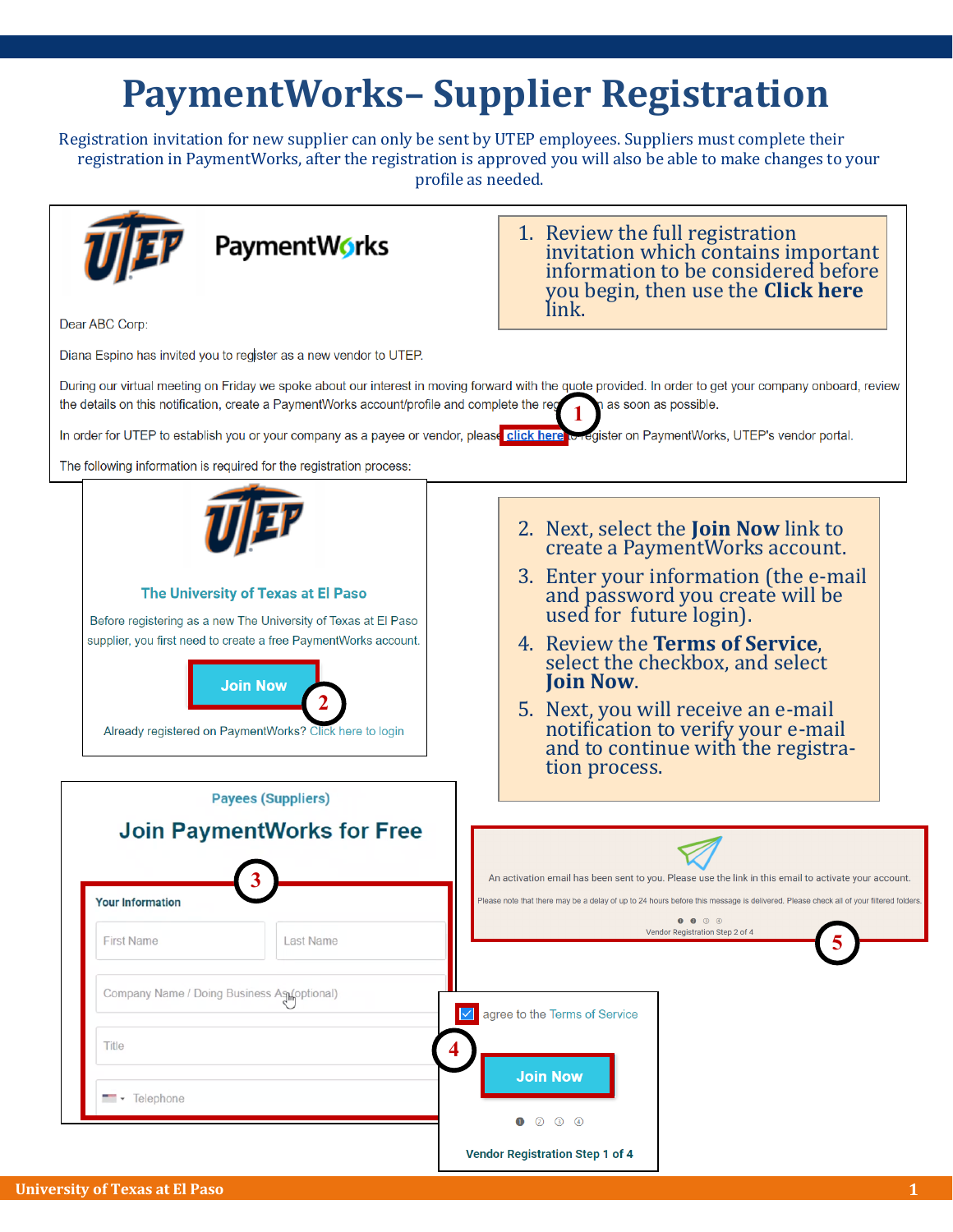# PaymentWorks– Supplier Registration

Registration invitation for new supplier can only be sent by UTEP employees. Suppliers must complete their registration in PaymentWorks, after the registration is approved you will also be able to make changes to your profile as needed.

UTEP PaymentWorks

Dear ABC Corp:

Diana Espino has invited you to register as a new vendor to UTEP.

During our virtual meeting on Friday we spoke about our interest in moving forward with the quote provided. In order to get your company onboard, review the details on this notification, create a PaymentWorks account/profile and complete the re[gistration] as soon as possible.

In order for UTEP to establish you or your company as a payee or vendor, please click here to register on PaymentWorks, UTEP's vendor portal.

The following information is required for the registration process:

1. Review the full registration invitation which contains important information to be considered before you begin, then use the **Click here** link.

The University of Texas at El Paso

Before registering as a new The University of Texas at El Paso supplier, you first need to create a free PaymentWorks account.

Join Now

Already registered on PaymentWorks? Click here to login

2. Next, select the **Join Now** link to create a PaymentWorks account.
3. Enter your information (the e-mail and password you create will be used for future login).
4. Review the **Terms of Service**, select the checkbox, and select **Join Now**.
5. Next, you will receive an e-mail notification to verify your e-mail and to continue with the registration process.

Payees (Suppliers)

Join PaymentWorks for Free

Your Information

First Name | Last Name

Company Name / Doing Business As (optional)

Title

Telephone

An activation email has been sent to you. Please use the link in this email to activate your account.

Please note that there may be a delay of up to 24 hours before this message is delivered. Please check all of your filtered folders.

Vendor Registration Step 2 of 4

I agree to the Terms of Service

Join Now

Vendor Registration Step 1 of 4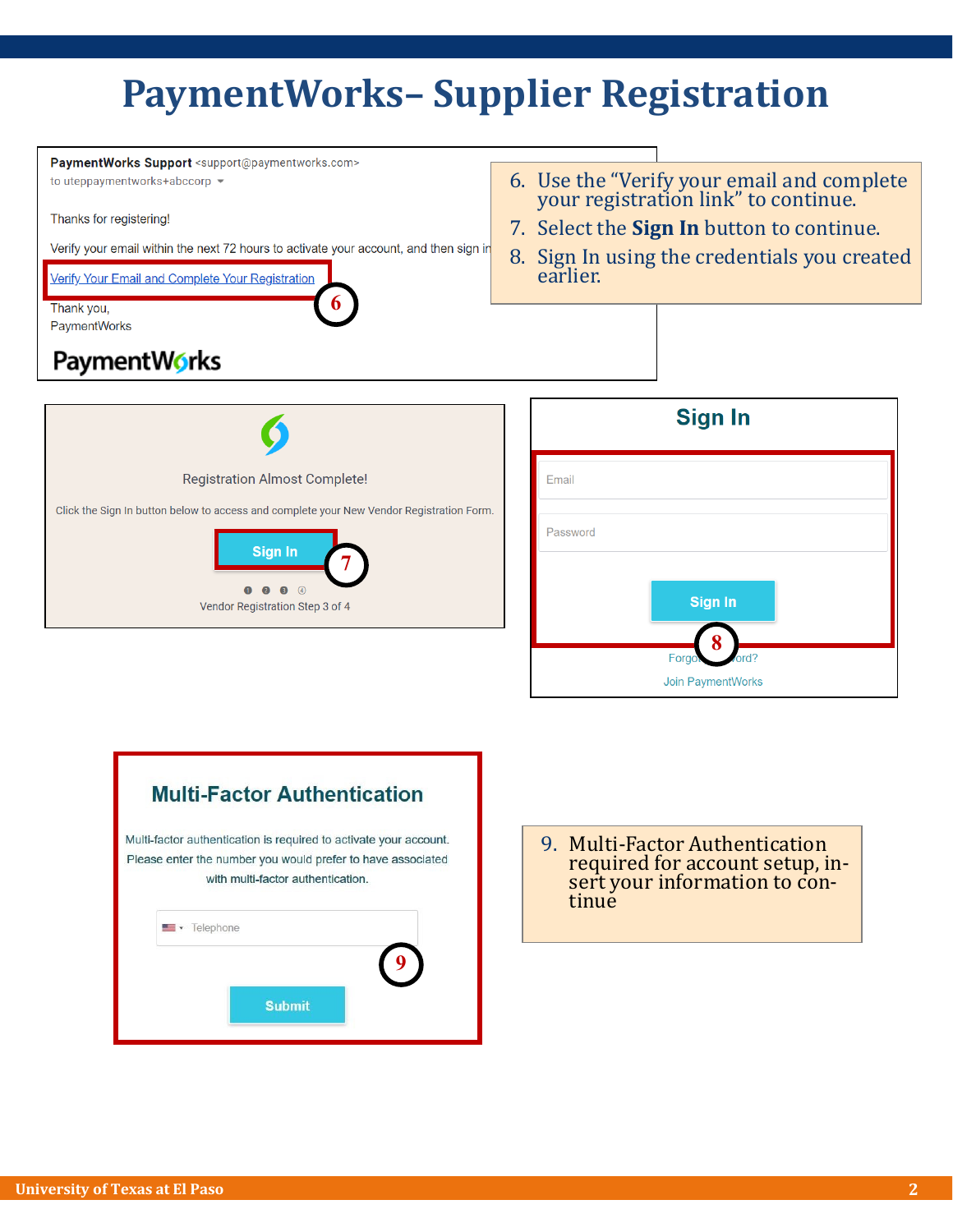# PaymentWorks– Supplier Registration

**PaymentWorks Support** <support@paymentworks.com>
to uteppaymentworks+abccorp

Thanks for registering!

Verify your email within the next 72 hours to activate your account, and then sign in

Verify Your Email and Complete Your Registration

Thank you,
PaymentWorks

PaymentWorks

6. Use the "Verify your email and complete your registration link" to continue.
7. Select the **Sign In** button to continue.
8. Sign In using the credentials you created earlier.

Registration Almost Complete!

Click the Sign In button below to access and complete your New Vendor Registration Form.

Sign In

Vendor Registration Step 3 of 4

## Sign In

Email

Password

Sign In

Forgot Password?

Join PaymentWorks

## Multi-Factor Authentication

Multi-factor authentication is required to activate your account. Please enter the number you would prefer to have associated with multi-factor authentication.

Telephone

Submit

9. Multi-Factor Authentication required for account setup, insert your information to continue

University of Texas at El Paso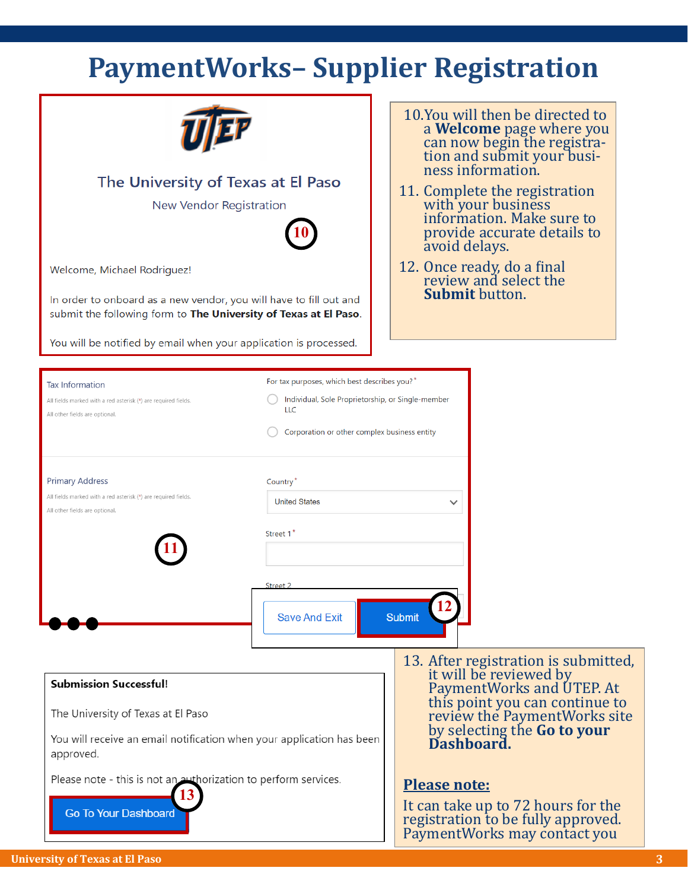# PaymentWorks– Supplier Registration

The University of Texas at El Paso

New Vendor Registration

Welcome, Michael Rodriguez!

In order to onboard as a new vendor, you will have to fill out and submit the following form to **The University of Texas at El Paso**.

You will be notified by email when your application is processed.

10. You will then be directed to a **Welcome** page where you can now begin the registration and submit your business information.
11. Complete the registration with your business information. Make sure to provide accurate details to avoid delays.
12. Once ready, do a final review and select the **Submit** button.

Tax Information

All fields marked with a red asterisk (*) are required fields.

All other fields are optional.

For tax purposes, which best describes you? *

- Individual, Sole Proprietorship, or Single-member LLC
- Corporation or other complex business entity

Primary Address

All fields marked with a red asterisk (*) are required fields.

All other fields are optional.

Country *

United States

Street 1 *

Street 2

Save And Exit | Submit

**Submission Successful!**

The University of Texas at El Paso

You will receive an email notification when your application has been approved.

Please note - this is not an authorization to perform services.

Go To Your Dashboard

13. After registration is submitted, it will be reviewed by PaymentWorks and UTEP. At this point you can continue to review the PaymentWorks site by selecting the **Go to your Dashboard.**

**Please note:**

It can take up to 72 hours for the registration to be fully approved. PaymentWorks may contact you